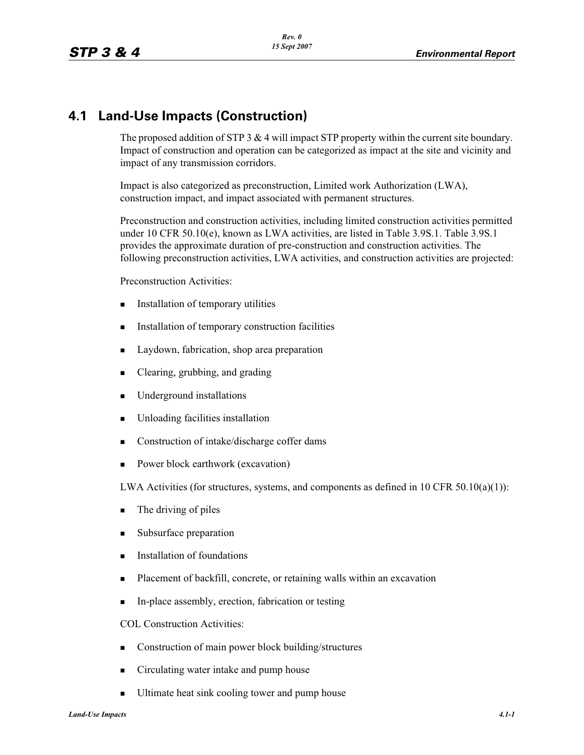## 4.1 Land-Use Impacts (Construction)

The proposed addition of STP 3 & 4 will impact STP property within the current site boundary. Impact of construction and operation can be categorized as impact at the site and vicinity and impact of any transmission corridors.

Impact is also categorized as preconstruction, Limited work Authorization (LWA), construction impact, and impact associated with permanent structures.

Preconstruction and construction activities, including limited construction activities permitted under 10 CFR 50.10(e), known as LWA activities, are listed in Table 3.9S.1. Table 3.9S.1 provides the approximate duration of pre-construction and construction activities. The following preconstruction activities, LWA activities, and construction activities are projected:

Preconstruction Activities:

- Installation of temporary utilities
- Installation of temporary construction facilities
- Laydown, fabrication, shop area preparation
- Clearing, grubbing, and grading
- Underground installations
- Unloading facilities installation
- Construction of intake/discharge coffer dams
- Power block earthwork (excavation)

LWA Activities (for structures, systems, and components as defined in 10 CFR 50.10(a)(1)):

- The driving of piles
- Subsurface preparation
- Installation of foundations
- Placement of backfill, concrete, or retaining walls within an excavation
- In-place assembly, erection, fabrication or testing

COL Construction Activities:

- Construction of main power block building/structures
- Circulating water intake and pump house
- Ultimate heat sink cooling tower and pump house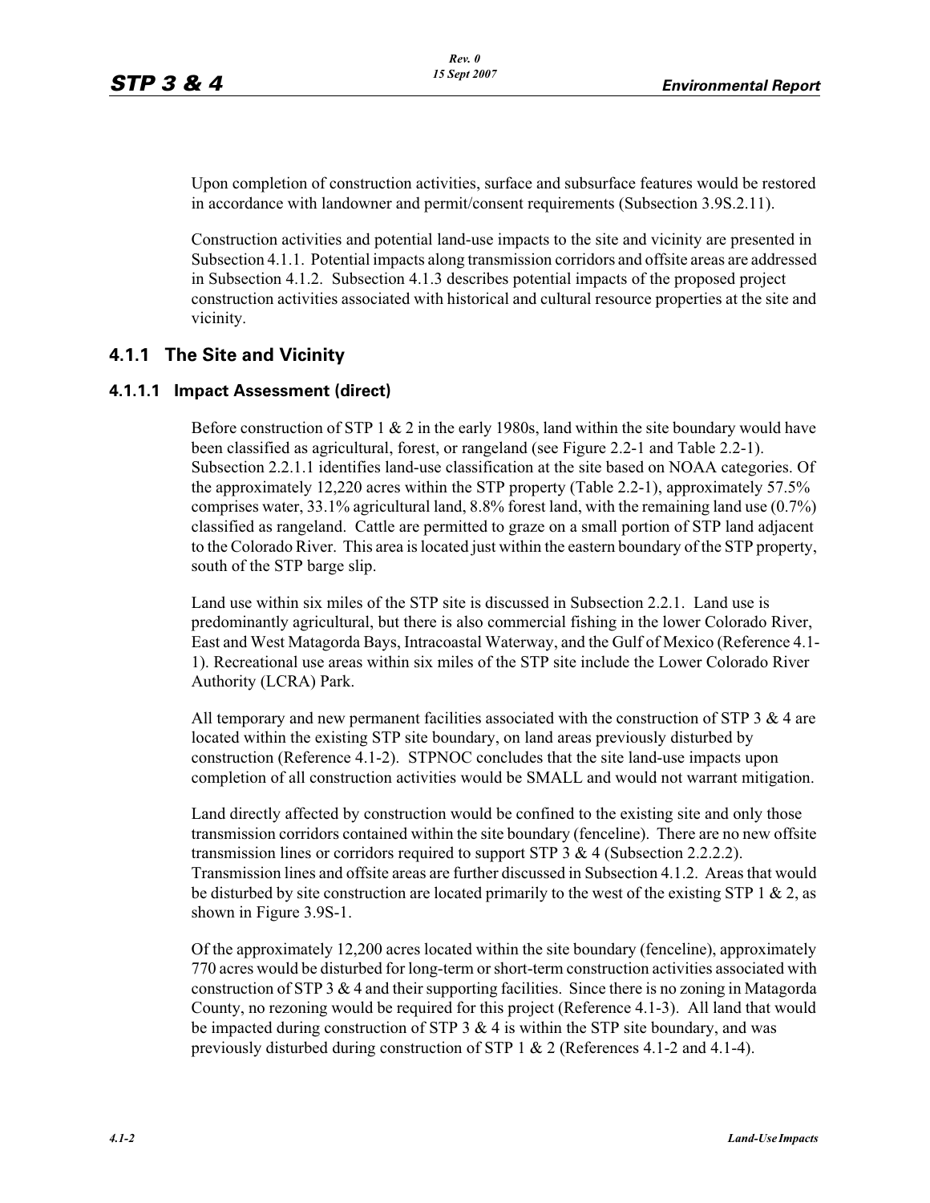Upon completion of construction activities, surface and subsurface features would be restored in accordance with landowner and permit/consent requirements (Subsection 3.9S.2.11).

Construction activities and potential land-use impacts to the site and vicinity are presented in Subsection 4.1.1. Potential impacts along transmission corridors and offsite areas are addressed in Subsection 4.1.2. Subsection 4.1.3 describes potential impacts of the proposed project construction activities associated with historical and cultural resource properties at the site and vicinity.

## 4.1.1 The Site and Vicinity

### 4.1.1.1 Impact Assessment (direct)

Before construction of STP 1 & 2 in the early 1980s, land within the site boundary would have been classified as agricultural, forest, or rangeland (see Figure 2.2-1 and Table 2.2-1). Subsection 2.2.1.1 identifies land-use classification at the site based on NOAA categories. Of the approximately 12,220 acres within the STP property (Table 2.2-1), approximately 57.5% comprises water, 33.1% agricultural land, 8.8% forest land, with the remaining land use (0.7%) classified as rangeland. Cattle are permitted to graze on a small portion of STP land adjacent to the Colorado River. This area is located just within the eastern boundary of the STP property, south of the STP barge slip.

Land use within six miles of the STP site is discussed in Subsection 2.2.1. Land use is predominantly agricultural, but there is also commercial fishing in the lower Colorado River, East and West Matagorda Bays, Intracoastal Waterway, and the Gulf of Mexico (Reference 4.1-1). Recreational use areas within six miles of the STP site include the Lower Colorado River Authority (LCRA) Park.

All temporary and new permanent facilities associated with the construction of STP 3 & 4 are located within the existing STP site boundary, on land areas previously disturbed by construction (Reference 4.1-2). STPNOC concludes that the site land-use impacts upon completion of all construction activities would be SMALL and would not warrant mitigation.

Land directly affected by construction would be confined to the existing site and only those transmission corridors contained within the site boundary (fenceline). There are no new offsite transmission lines or corridors required to support STP 3 & 4 (Subsection 2.2.2.2). Transmission lines and offsite areas are further discussed in Subsection 4.1.2. Areas that would be disturbed by site construction are located primarily to the west of the existing STP 1 & 2, as shown in Figure 3.9S-1.

Of the approximately 12,200 acres located within the site boundary (fenceline), approximately 770 acres would be disturbed for long-term or short-term construction activities associated with construction of STP 3 & 4 and their supporting facilities. Since there is no zoning in Matagorda County, no rezoning would be required for this project (Reference 4.1-3). All land that would be impacted during construction of STP 3 & 4 is within the STP site boundary, and was previously disturbed during construction of STP 1 & 2 (References 4.1-2 and 4.1-4).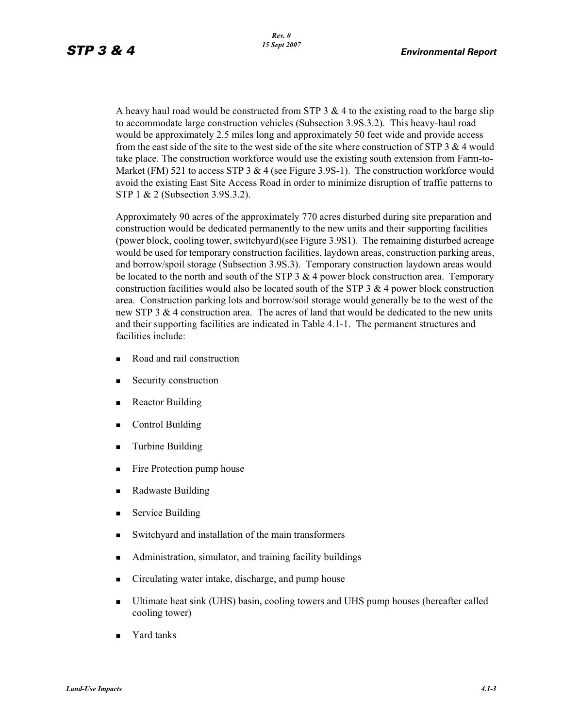A heavy haul road would be constructed from STP 3 & 4 to the existing road to the barge slip to accommodate large construction vehicles (Subsection 3.9S.3.2). This heavy-haul road would be approximately 2.5 miles long and approximately 50 feet wide and provide access from the east side of the site to the west side of the site where construction of STP 3 & 4 would take place. The construction workforce would use the existing south extension from Farm-to-Market (FM) 521 to access STP 3 & 4 (see Figure 3.9S-1). The construction workforce would avoid the existing East Site Access Road in order to minimize disruption of traffic patterns to STP 1 & 2 (Subsection 3.9S.3.2).

Approximately 90 acres of the approximately 770 acres disturbed during site preparation and construction would be dedicated permanently to the new units and their supporting facilities (power block, cooling tower, switchyard)(see Figure 3.9S1). The remaining disturbed acreage would be used for temporary construction facilities, laydown areas, construction parking areas, and borrow/spoil storage (Subsection 3.9S.3). Temporary construction laydown areas would be located to the north and south of the STP 3 & 4 power block construction area. Temporary construction facilities would also be located south of the STP 3 & 4 power block construction area. Construction parking lots and borrow/soil storage would generally be to the west of the new STP 3 & 4 construction area. The acres of land that would be dedicated to the new units and their supporting facilities are indicated in Table 4.1-1. The permanent structures and facilities include:

- Road and rail construction
- Security construction
- Reactor Building
- Control Building
- Turbine Building
- Fire Protection pump house
- Radwaste Building
- Service Building
- Switchyard and installation of the main transformers
- Administration, simulator, and training facility buildings
- Circulating water intake, discharge, and pump house
- Ultimate heat sink (UHS) basin, cooling towers and UHS pump houses (hereafter called cooling tower)
- Yard tanks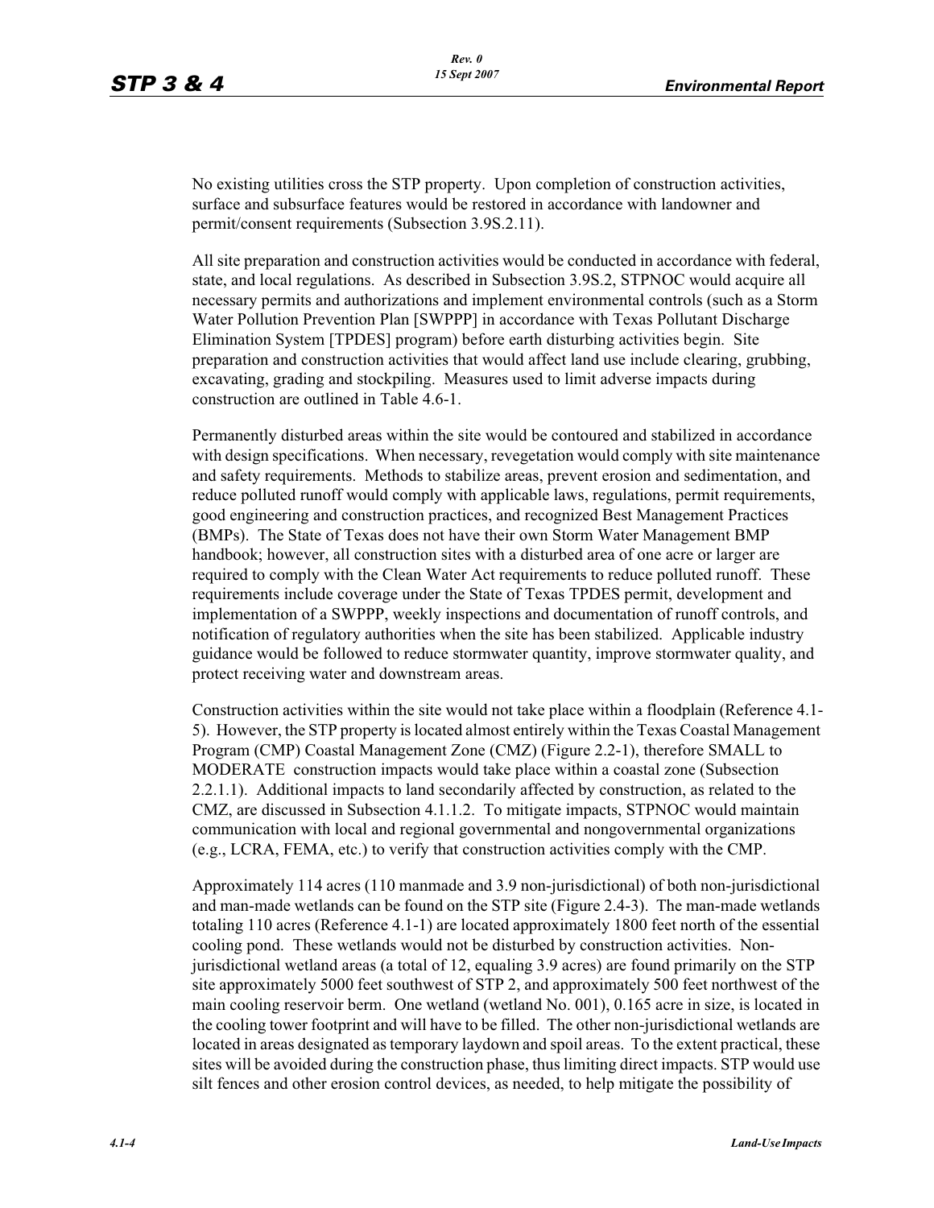No existing utilities cross the STP property. Upon completion of construction activities, surface and subsurface features would be restored in accordance with landowner and permit/consent requirements (Subsection 3.9S.2.11).

All site preparation and construction activities would be conducted in accordance with federal, state, and local regulations. As described in Subsection 3.9S.2, STPNOC would acquire all necessary permits and authorizations and implement environmental controls (such as a Storm Water Pollution Prevention Plan [SWPPP] in accordance with Texas Pollutant Discharge Elimination System [TPDES] program) before earth disturbing activities begin. Site preparation and construction activities that would affect land use include clearing, grubbing, excavating, grading and stockpiling. Measures used to limit adverse impacts during construction are outlined in Table 4.6-1.

Permanently disturbed areas within the site would be contoured and stabilized in accordance with design specifications. When necessary, revegetation would comply with site maintenance and safety requirements. Methods to stabilize areas, prevent erosion and sedimentation, and reduce polluted runoff would comply with applicable laws, regulations, permit requirements, good engineering and construction practices, and recognized Best Management Practices (BMPs). The State of Texas does not have their own Storm Water Management BMP handbook; however, all construction sites with a disturbed area of one acre or larger are required to comply with the Clean Water Act requirements to reduce polluted runoff. These requirements include coverage under the State of Texas TPDES permit, development and implementation of a SWPPP, weekly inspections and documentation of runoff controls, and notification of regulatory authorities when the site has been stabilized. Applicable industry guidance would be followed to reduce stormwater quantity, improve stormwater quality, and protect receiving water and downstream areas.

Construction activities within the site would not take place within a floodplain (Reference 4.1-5). However, the STP property is located almost entirely within the Texas Coastal Management Program (CMP) Coastal Management Zone (CMZ) (Figure 2.2-1), therefore SMALL to MODERATE construction impacts would take place within a coastal zone (Subsection 2.2.1.1). Additional impacts to land secondarily affected by construction, as related to the CMZ, are discussed in Subsection 4.1.1.2. To mitigate impacts, STPNOC would maintain communication with local and regional governmental and nongovernmental organizations (e.g., LCRA, FEMA, etc.) to verify that construction activities comply with the CMP.

Approximately 114 acres (110 manmade and 3.9 non-jurisdictional) of both non-jurisdictional and man-made wetlands can be found on the STP site (Figure 2.4-3). The man-made wetlands totaling 110 acres (Reference 4.1-1) are located approximately 1800 feet north of the essential cooling pond. These wetlands would not be disturbed by construction activities. Non-jurisdictional wetland areas (a total of 12, equaling 3.9 acres) are found primarily on the STP site approximately 5000 feet southwest of STP 2, and approximately 500 feet northwest of the main cooling reservoir berm. One wetland (wetland No. 001), 0.165 acre in size, is located in the cooling tower footprint and will have to be filled. The other non-jurisdictional wetlands are located in areas designated as temporary laydown and spoil areas. To the extent practical, these sites will be avoided during the construction phase, thus limiting direct impacts. STP would use silt fences and other erosion control devices, as needed, to help mitigate the possibility of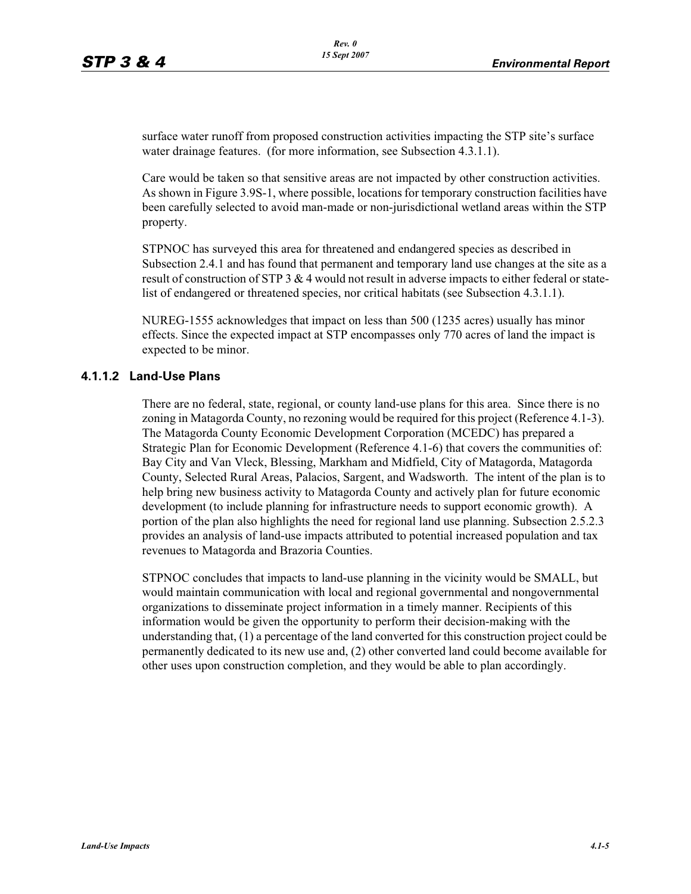surface water runoff from proposed construction activities impacting the STP site's surface water drainage features. (for more information, see Subsection 4.3.1.1).

Care would be taken so that sensitive areas are not impacted by other construction activities. As shown in Figure 3.9S-1, where possible, locations for temporary construction facilities have been carefully selected to avoid man-made or non-jurisdictional wetland areas within the STP property.

STPNOC has surveyed this area for threatened and endangered species as described in Subsection 2.4.1 and has found that permanent and temporary land use changes at the site as a result of construction of STP 3 & 4 would not result in adverse impacts to either federal or state-list of endangered or threatened species, nor critical habitats (see Subsection 4.3.1.1).

NUREG-1555 acknowledges that impact on less than 500 (1235 acres) usually has minor effects. Since the expected impact at STP encompasses only 770 acres of land the impact is expected to be minor.

### 4.1.1.2 Land-Use Plans

There are no federal, state, regional, or county land-use plans for this area. Since there is no zoning in Matagorda County, no rezoning would be required for this project (Reference 4.1-3). The Matagorda County Economic Development Corporation (MCEDC) has prepared a Strategic Plan for Economic Development (Reference 4.1-6) that covers the communities of: Bay City and Van Vleck, Blessing, Markham and Midfield, City of Matagorda, Matagorda County, Selected Rural Areas, Palacios, Sargent, and Wadsworth. The intent of the plan is to help bring new business activity to Matagorda County and actively plan for future economic development (to include planning for infrastructure needs to support economic growth). A portion of the plan also highlights the need for regional land use planning. Subsection 2.5.2.3 provides an analysis of land-use impacts attributed to potential increased population and tax revenues to Matagorda and Brazoria Counties.

STPNOC concludes that impacts to land-use planning in the vicinity would be SMALL, but would maintain communication with local and regional governmental and nongovernmental organizations to disseminate project information in a timely manner. Recipients of this information would be given the opportunity to perform their decision-making with the understanding that, (1) a percentage of the land converted for this construction project could be permanently dedicated to its new use and, (2) other converted land could become available for other uses upon construction completion, and they would be able to plan accordingly.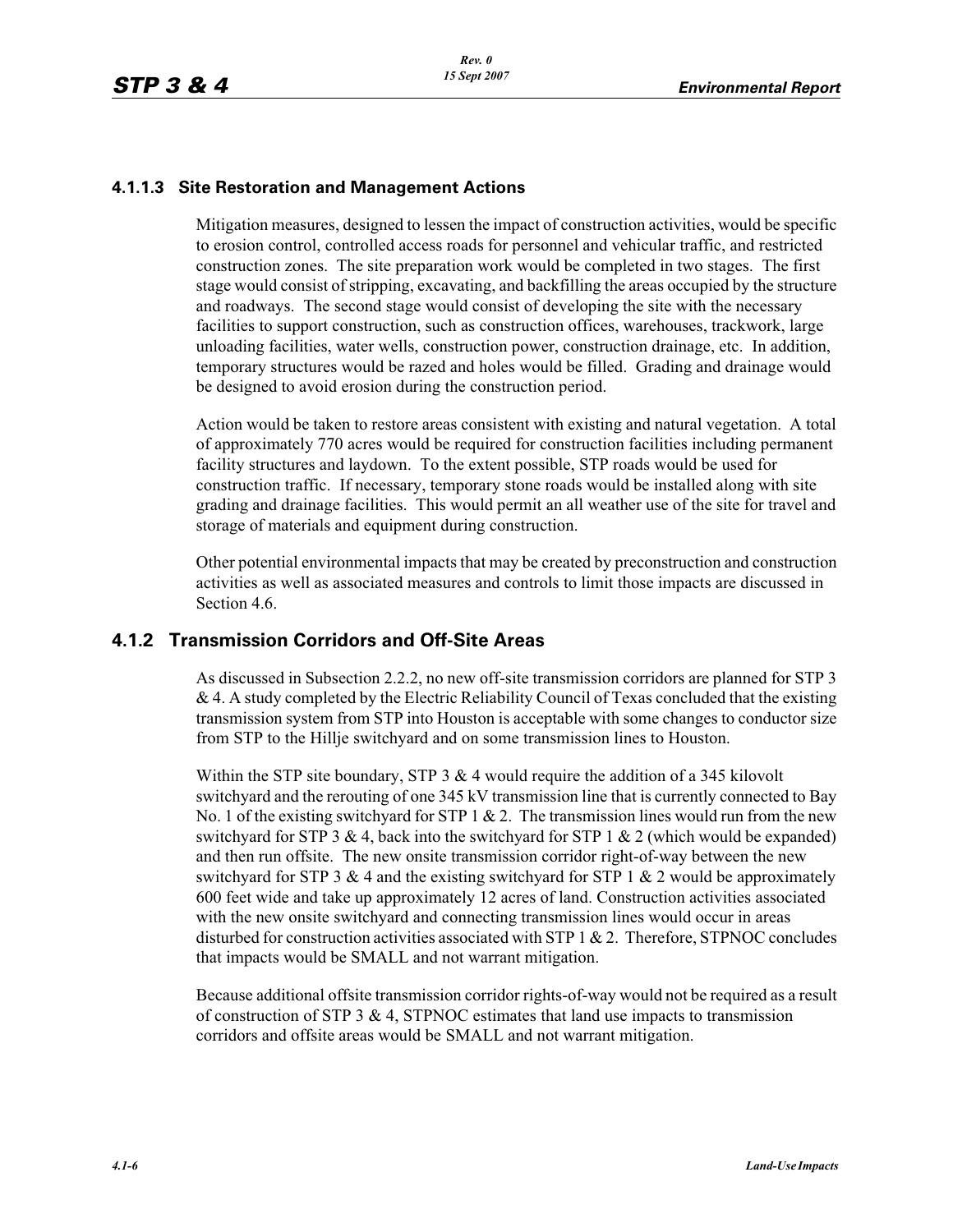### 4.1.1.3 Site Restoration and Management Actions

Mitigation measures, designed to lessen the impact of construction activities, would be specific to erosion control, controlled access roads for personnel and vehicular traffic, and restricted construction zones. The site preparation work would be completed in two stages. The first stage would consist of stripping, excavating, and backfilling the areas occupied by the structure and roadways. The second stage would consist of developing the site with the necessary facilities to support construction, such as construction offices, warehouses, trackwork, large unloading facilities, water wells, construction power, construction drainage, etc. In addition, temporary structures would be razed and holes would be filled. Grading and drainage would be designed to avoid erosion during the construction period.

Action would be taken to restore areas consistent with existing and natural vegetation. A total of approximately 770 acres would be required for construction facilities including permanent facility structures and laydown. To the extent possible, STP roads would be used for construction traffic. If necessary, temporary stone roads would be installed along with site grading and drainage facilities. This would permit an all weather use of the site for travel and storage of materials and equipment during construction.

Other potential environmental impacts that may be created by preconstruction and construction activities as well as associated measures and controls to limit those impacts are discussed in Section 4.6.

## 4.1.2 Transmission Corridors and Off-Site Areas

As discussed in Subsection 2.2.2, no new off-site transmission corridors are planned for STP 3 & 4. A study completed by the Electric Reliability Council of Texas concluded that the existing transmission system from STP into Houston is acceptable with some changes to conductor size from STP to the Hillje switchyard and on some transmission lines to Houston.

Within the STP site boundary, STP 3 & 4 would require the addition of a 345 kilovolt switchyard and the rerouting of one 345 kV transmission line that is currently connected to Bay No. 1 of the existing switchyard for STP 1 & 2. The transmission lines would run from the new switchyard for STP 3 & 4, back into the switchyard for STP 1 & 2 (which would be expanded) and then run offsite. The new onsite transmission corridor right-of-way between the new switchyard for STP 3 & 4 and the existing switchyard for STP 1 & 2 would be approximately 600 feet wide and take up approximately 12 acres of land. Construction activities associated with the new onsite switchyard and connecting transmission lines would occur in areas disturbed for construction activities associated with STP 1 & 2. Therefore, STPNOC concludes that impacts would be SMALL and not warrant mitigation.

Because additional offsite transmission corridor rights-of-way would not be required as a result of construction of STP 3 & 4, STPNOC estimates that land use impacts to transmission corridors and offsite areas would be SMALL and not warrant mitigation.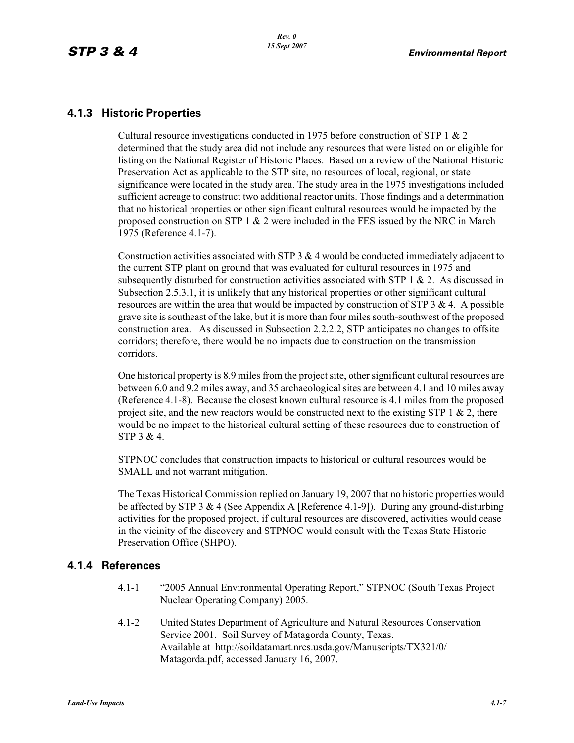## 4.1.3 Historic Properties

Cultural resource investigations conducted in 1975 before construction of STP 1 & 2 determined that the study area did not include any resources that were listed on or eligible for listing on the National Register of Historic Places. Based on a review of the National Historic Preservation Act as applicable to the STP site, no resources of local, regional, or state significance were located in the study area. The study area in the 1975 investigations included sufficient acreage to construct two additional reactor units. Those findings and a determination that no historical properties or other significant cultural resources would be impacted by the proposed construction on STP 1 & 2 were included in the FES issued by the NRC in March 1975 (Reference 4.1-7).

Construction activities associated with STP 3 & 4 would be conducted immediately adjacent to the current STP plant on ground that was evaluated for cultural resources in 1975 and subsequently disturbed for construction activities associated with STP 1 & 2. As discussed in Subsection 2.5.3.1, it is unlikely that any historical properties or other significant cultural resources are within the area that would be impacted by construction of STP 3 & 4. A possible grave site is southeast of the lake, but it is more than four miles south-southwest of the proposed construction area. As discussed in Subsection 2.2.2.2, STP anticipates no changes to offsite corridors; therefore, there would be no impacts due to construction on the transmission corridors.

One historical property is 8.9 miles from the project site, other significant cultural resources are between 6.0 and 9.2 miles away, and 35 archaeological sites are between 4.1 and 10 miles away (Reference 4.1-8). Because the closest known cultural resource is 4.1 miles from the proposed project site, and the new reactors would be constructed next to the existing STP 1 & 2, there would be no impact to the historical cultural setting of these resources due to construction of STP 3 & 4.

STPNOC concludes that construction impacts to historical or cultural resources would be SMALL and not warrant mitigation.

The Texas Historical Commission replied on January 19, 2007 that no historic properties would be affected by STP 3 & 4 (See Appendix A [Reference 4.1-9]). During any ground-disturbing activities for the proposed project, if cultural resources are discovered, activities would cease in the vicinity of the discovery and STPNOC would consult with the Texas State Historic Preservation Office (SHPO).

## 4.1.4 References

4.1-1 "2005 Annual Environmental Operating Report," STPNOC (South Texas Project Nuclear Operating Company) 2005.

4.1-2 United States Department of Agriculture and Natural Resources Conservation Service 2001. Soil Survey of Matagorda County, Texas. Available at http://soildatamart.nrcs.usda.gov/Manuscripts/TX321/0/Matagorda.pdf, accessed January 16, 2007.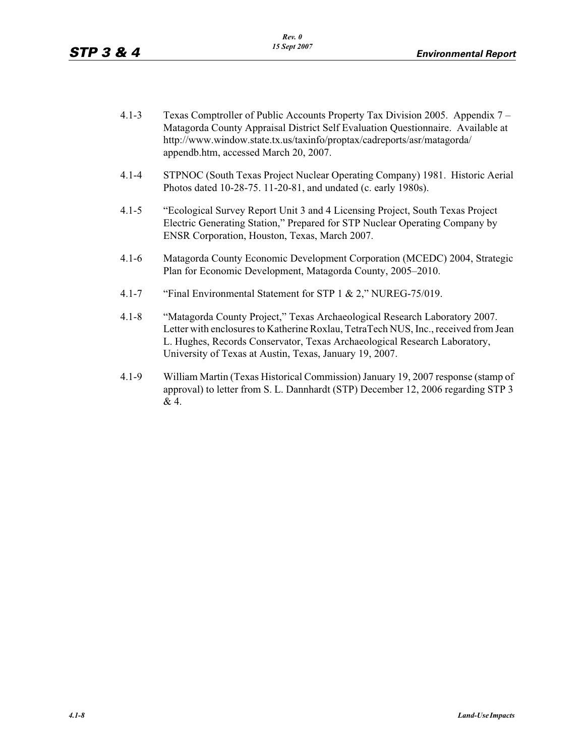4.1-3 Texas Comptroller of Public Accounts Property Tax Division 2005. Appendix 7 – Matagorda County Appraisal District Self Evaluation Questionnaire. Available at http://www.window.state.tx.us/taxinfo/proptax/cadreports/asr/matagorda/appendb.htm, accessed March 20, 2007.

4.1-4 STPNOC (South Texas Project Nuclear Operating Company) 1981. Historic Aerial Photos dated 10-28-75. 11-20-81, and undated (c. early 1980s).

4.1-5 "Ecological Survey Report Unit 3 and 4 Licensing Project, South Texas Project Electric Generating Station," Prepared for STP Nuclear Operating Company by ENSR Corporation, Houston, Texas, March 2007.

4.1-6 Matagorda County Economic Development Corporation (MCEDC) 2004, Strategic Plan for Economic Development, Matagorda County, 2005–2010.

4.1-7 "Final Environmental Statement for STP 1 & 2," NUREG-75/019.

4.1-8 "Matagorda County Project," Texas Archaeological Research Laboratory 2007. Letter with enclosures to Katherine Roxlau, TetraTech NUS, Inc., received from Jean L. Hughes, Records Conservator, Texas Archaeological Research Laboratory, University of Texas at Austin, Texas, January 19, 2007.

4.1-9 William Martin (Texas Historical Commission) January 19, 2007 response (stamp of approval) to letter from S. L. Dannhardt (STP) December 12, 2006 regarding STP 3 & 4.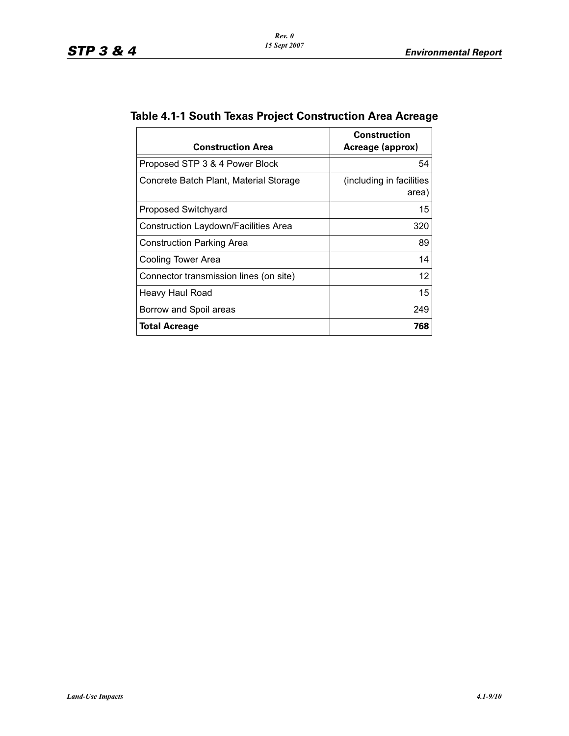## Table 4.1-1 South Texas Project Construction Area Acreage

| Construction Area | Construction Acreage (approx) |
|---|---|
| Proposed STP 3 & 4 Power Block | 54 |
| Concrete Batch Plant, Material Storage | (including in facilities area) |
| Proposed Switchyard | 15 |
| Construction Laydown/Facilities Area | 320 |
| Construction Parking Area | 89 |
| Cooling Tower Area | 14 |
| Connector transmission lines (on site) | 12 |
| Heavy Haul Road | 15 |
| Borrow and Spoil areas | 249 |
| **Total Acreage** | **768** |